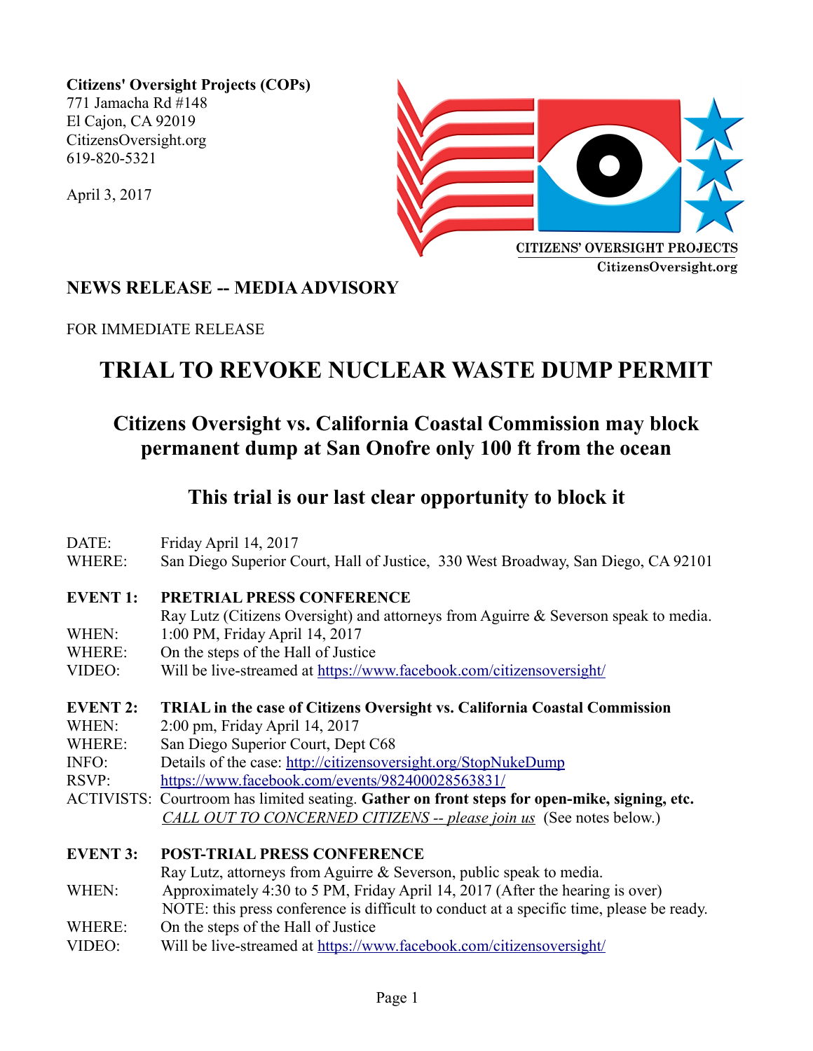**Citizens' Oversight Projects (COPs)**
771 Jamacha Rd #148
El Cajon, CA 92019
CitizensOversight.org
619-820-5321

April 3, 2017

CITIZENS' OVERSIGHT PROJECTS
CitizensOversight.org

## NEWS RELEASE -- MEDIA ADVISORY

FOR IMMEDIATE RELEASE

# TRIAL TO REVOKE NUCLEAR WASTE DUMP PERMIT

## Citizens Oversight vs. California Coastal Commission may block permanent dump at San Onofre only 100 ft from the ocean

## This trial is our last clear opportunity to block it

DATE: Friday April 14, 2017
WHERE: San Diego Superior Court, Hall of Justice, 330 West Broadway, San Diego, CA 92101

**EVENT 1: PRETRIAL PRESS CONFERENCE**
Ray Lutz (Citizens Oversight) and attorneys from Aguirre & Severson speak to media.
WHEN: 1:00 PM, Friday April 14, 2017
WHERE: On the steps of the Hall of Justice
VIDEO: Will be live-streamed at https://www.facebook.com/citizensoversight/

**EVENT 2: TRIAL in the case of Citizens Oversight vs. California Coastal Commission**
WHEN: 2:00 pm, Friday April 14, 2017
WHERE: San Diego Superior Court, Dept C68
INFO: Details of the case: http://citizensoversight.org/StopNukeDump
RSVP: https://www.facebook.com/events/982400028563831/
ACTIVISTS: Courtroom has limited seating. **Gather on front steps for open-mike, signing, etc.**
*CALL OUT TO CONCERNED CITIZENS -- please join us* (See notes below.)

**EVENT 3: POST-TRIAL PRESS CONFERENCE**
Ray Lutz, attorneys from Aguirre & Severson, public speak to media.
WHEN: Approximately 4:30 to 5 PM, Friday April 14, 2017 (After the hearing is over)
NOTE: this press conference is difficult to conduct at a specific time, please be ready.
WHERE: On the steps of the Hall of Justice
VIDEO: Will be live-streamed at https://www.facebook.com/citizensoversight/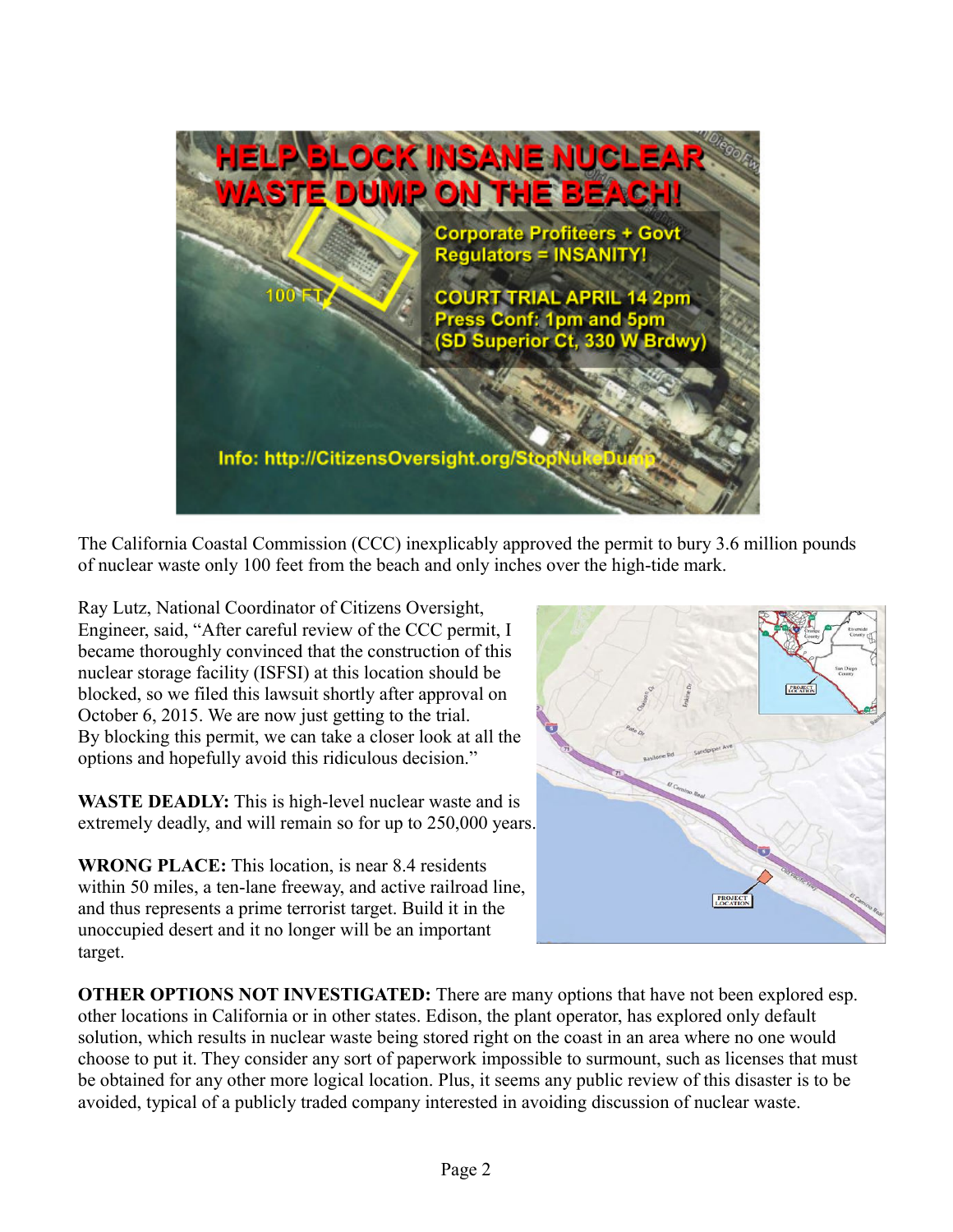The California Coastal Commission (CCC) inexplicably approved the permit to bury 3.6 million pounds of nuclear waste only 100 feet from the beach and only inches over the high-tide mark.

Ray Lutz, National Coordinator of Citizens Oversight, Engineer, said, "After careful review of the CCC permit, I became thoroughly convinced that the construction of this nuclear storage facility (ISFSI) at this location should be blocked, so we filed this lawsuit shortly after approval on October 6, 2015. We are now just getting to the trial. By blocking this permit, we can take a closer look at all the options and hopefully avoid this ridiculous decision."

**WASTE DEADLY:** This is high-level nuclear waste and is extremely deadly, and will remain so for up to 250,000 years.

**WRONG PLACE:** This location, is near 8.4 residents within 50 miles, a ten-lane freeway, and active railroad line, and thus represents a prime terrorist target. Build it in the unoccupied desert and it no longer will be an important target.

**OTHER OPTIONS NOT INVESTIGATED:** There are many options that have not been explored esp. other locations in California or in other states. Edison, the plant operator, has explored only default solution, which results in nuclear waste being stored right on the coast in an area where no one would choose to put it. They consider any sort of paperwork impossible to surmount, such as licenses that must be obtained for any other more logical location. Plus, it seems any public review of this disaster is to be avoided, typical of a publicly traded company interested in avoiding discussion of nuclear waste.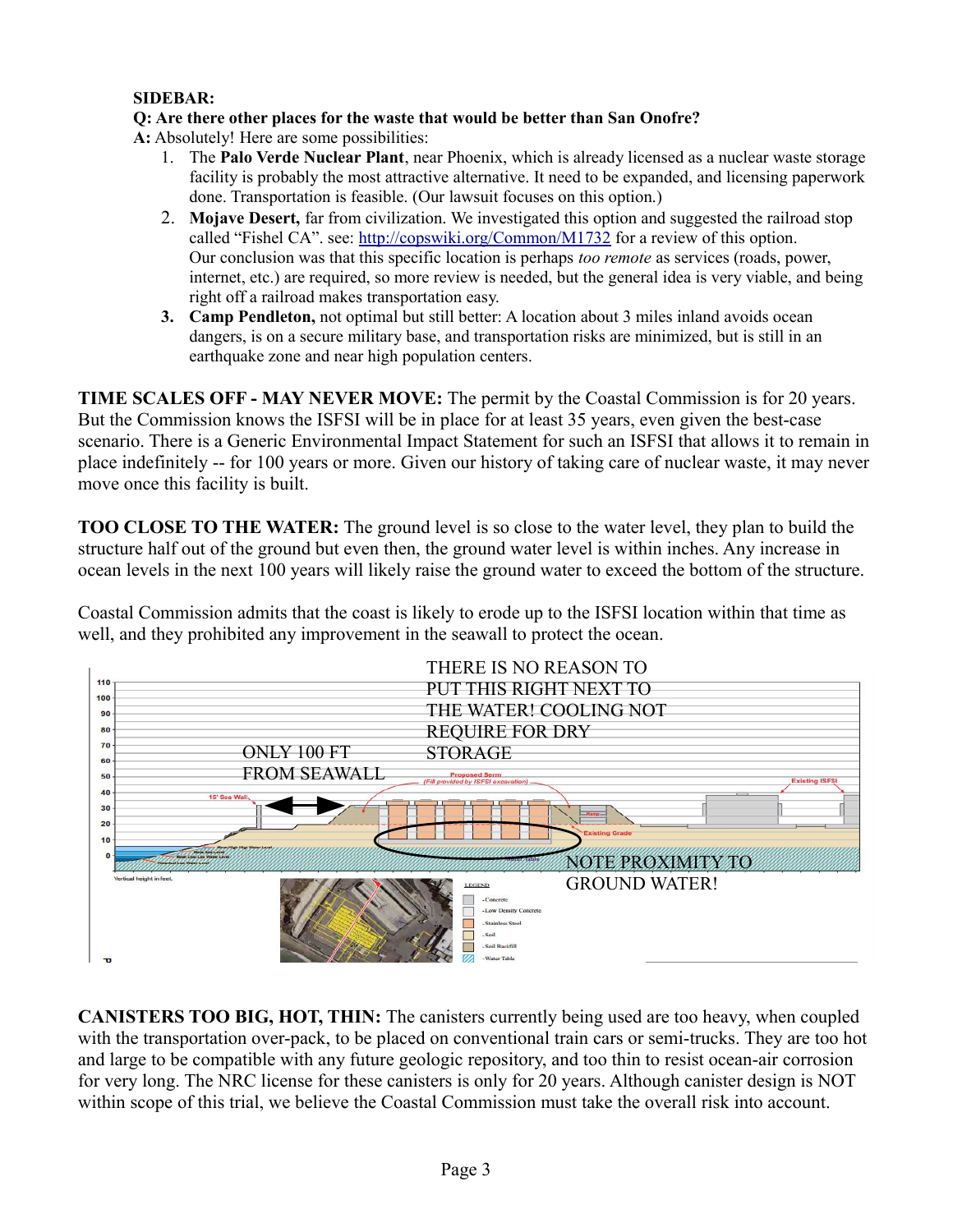**SIDEBAR:**

**Q: Are there other places for the waste that would be better than San Onofre?**

**A:** Absolutely! Here are some possibilities:

1. The **Palo Verde Nuclear Plant**, near Phoenix, which is already licensed as a nuclear waste storage facility is probably the most attractive alternative. It need to be expanded, and licensing paperwork done. Transportation is feasible. (Our lawsuit focuses on this option.)
2. **Mojave Desert,** far from civilization. We investigated this option and suggested the railroad stop called "Fishel CA". see: [http://copswiki.org/Common/M1732](http://copswiki.org/Common/M1732) for a review of this option. Our conclusion was that this specific location is perhaps *too remote* as services (roads, power, internet, etc.) are required, so more review is needed, but the general idea is very viable, and being right off a railroad makes transportation easy.
3. **Camp Pendleton,** not optimal but still better: A location about 3 miles inland avoids ocean dangers, is on a secure military base, and transportation risks are minimized, but is still in an earthquake zone and near high population centers.

**TIME SCALES OFF - MAY NEVER MOVE:** The permit by the Coastal Commission is for 20 years. But the Commission knows the ISFSI will be in place for at least 35 years, even given the best-case scenario. There is a Generic Environmental Impact Statement for such an ISFSI that allows it to remain in place indefinitely -- for 100 years or more. Given our history of taking care of nuclear waste, it may never move once this facility is built.

**TOO CLOSE TO THE WATER:** The ground level is so close to the water level, they plan to build the structure half out of the ground but even then, the ground water level is within inches. Any increase in ocean levels in the next 100 years will likely raise the ground water to exceed the bottom of the structure.

Coastal Commission admits that the coast is likely to erode up to the ISFSI location within that time as well, and they prohibited any improvement in the seawall to protect the ocean.

THERE IS NO REASON TO PUT THIS RIGHT NEXT TO THE WATER! COOLING NOT REQUIRE FOR DRY STORAGE

ONLY 100 FT FROM SEAWALL

NOTE PROXIMITY TO GROUND WATER!

**CANISTERS TOO BIG, HOT, THIN:** The canisters currently being used are too heavy, when coupled with the transportation over-pack, to be placed on conventional train cars or semi-trucks. They are too hot and large to be compatible with any future geologic repository, and too thin to resist ocean-air corrosion for very long. The NRC license for these canisters is only for 20 years. Although canister design is NOT within scope of this trial, we believe the Coastal Commission must take the overall risk into account.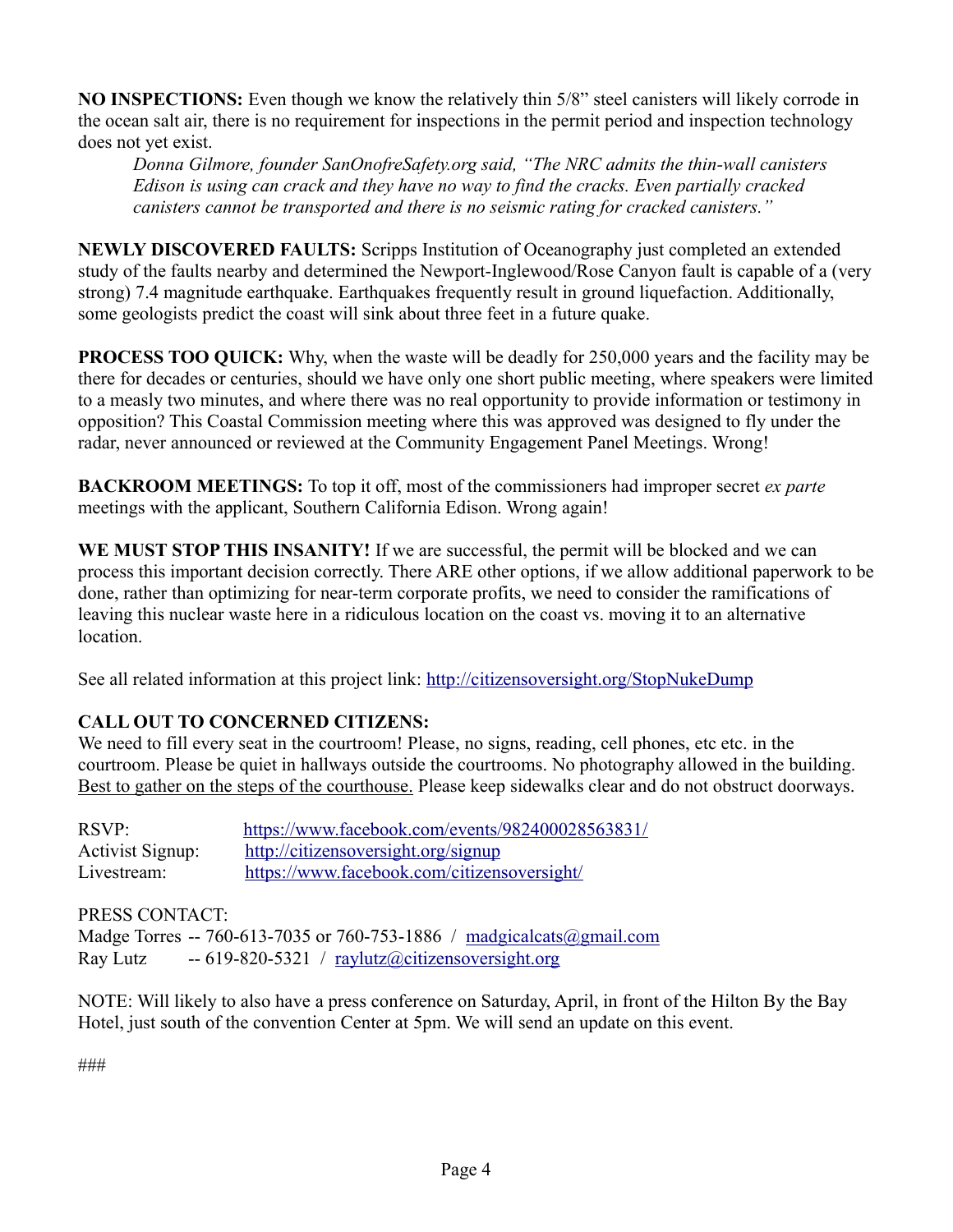**NO INSPECTIONS:** Even though we know the relatively thin 5/8" steel canisters will likely corrode in the ocean salt air, there is no requirement for inspections in the permit period and inspection technology does not yet exist.

> *Donna Gilmore, founder SanOnofreSafety.org said, "The NRC admits the thin-wall canisters Edison is using can crack and they have no way to find the cracks. Even partially cracked canisters cannot be transported and there is no seismic rating for cracked canisters."*

**NEWLY DISCOVERED FAULTS:** Scripps Institution of Oceanography just completed an extended study of the faults nearby and determined the Newport-Inglewood/Rose Canyon fault is capable of a (very strong) 7.4 magnitude earthquake. Earthquakes frequently result in ground liquefaction. Additionally, some geologists predict the coast will sink about three feet in a future quake.

**PROCESS TOO QUICK:** Why, when the waste will be deadly for 250,000 years and the facility may be there for decades or centuries, should we have only one short public meeting, where speakers were limited to a measly two minutes, and where there was no real opportunity to provide information or testimony in opposition? This Coastal Commission meeting where this was approved was designed to fly under the radar, never announced or reviewed at the Community Engagement Panel Meetings. Wrong!

**BACKROOM MEETINGS:** To top it off, most of the commissioners had improper secret *ex parte* meetings with the applicant, Southern California Edison. Wrong again!

**WE MUST STOP THIS INSANITY!** If we are successful, the permit will be blocked and we can process this important decision correctly. There ARE other options, if we allow additional paperwork to be done, rather than optimizing for near-term corporate profits, we need to consider the ramifications of leaving this nuclear waste here in a ridiculous location on the coast vs. moving it to an alternative location.

See all related information at this project link: http://citizensoversight.org/StopNukeDump

**CALL OUT TO CONCERNED CITIZENS:**

We need to fill every seat in the courtroom! Please, no signs, reading, cell phones, etc etc. in the courtroom. Please be quiet in hallways outside the courtrooms. No photography allowed in the building. Best to gather on the steps of the courthouse. Please keep sidewalks clear and do not obstruct doorways.

RSVP: https://www.facebook.com/events/982400028563831/
Activist Signup: http://citizensoversight.org/signup
Livestream: https://www.facebook.com/citizensoversight/

PRESS CONTACT:
Madge Torres -- 760-613-7035 or 760-753-1886 / madgicalcats@gmail.com
Ray Lutz -- 619-820-5321 / raylutz@citizensoversight.org

NOTE: Will likely to also have a press conference on Saturday, April, in front of the Hilton By the Bay Hotel, just south of the convention Center at 5pm. We will send an update on this event.

###